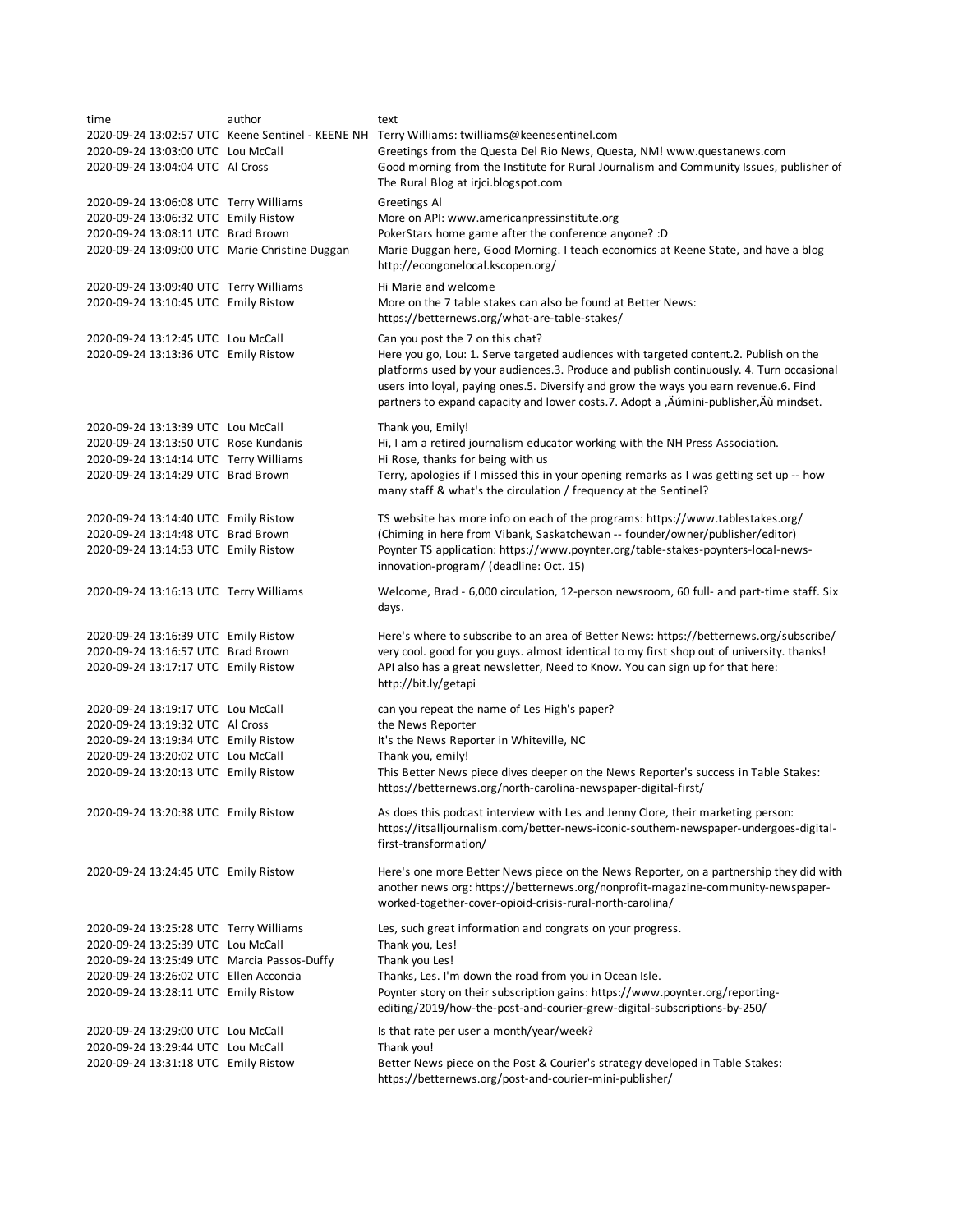| time | author | text |
|---|---|---|
| 2020-09-24 13:02:57 UTC | Keene Sentinel - KEENE NH | Terry Williams: twilliams@keenesentinel.com |
| 2020-09-24 13:03:00 UTC | Lou McCall | Greetings from the Questa Del Rio News, Questa, NM! www.questanews.com |
| 2020-09-24 13:04:04 UTC | Al Cross | Good morning from the Institute for Rural Journalism and Community Issues, publisher of The Rural Blog at irjci.blogspot.com |
| 2020-09-24 13:06:08 UTC | Terry Williams | Greetings Al |
| 2020-09-24 13:06:32 UTC | Emily Ristow | More on API: www.americanpressinstitute.org |
| 2020-09-24 13:08:11 UTC | Brad Brown | PokerStars home game after the conference anyone? :D |
| 2020-09-24 13:09:00 UTC | Marie Christine Duggan | Marie Duggan here, Good Morning. I teach economics at Keene State, and have a blog http://econgonelocal.kscopen.org/ |
| 2020-09-24 13:09:40 UTC | Terry Williams | Hi Marie and welcome |
| 2020-09-24 13:10:45 UTC | Emily Ristow | More on the 7 table stakes can also be found at Better News: https://betternews.org/what-are-table-stakes/ |
| 2020-09-24 13:12:45 UTC | Lou McCall | Can you post the 7 on this chat? |
| 2020-09-24 13:13:36 UTC | Emily Ristow | Here you go, Lou: 1. Serve targeted audiences with targeted content.2. Publish on the platforms used by your audiences.3. Produce and publish continuously. 4. Turn occasional users into loyal, paying ones.5. Diversify and grow the ways you earn revenue.6. Find partners to expand capacity and lower costs.7. Adopt a ‚Äúmini-publisher‚Äù mindset. |
| 2020-09-24 13:13:39 UTC | Lou McCall | Thank you, Emily! |
| 2020-09-24 13:13:50 UTC | Rose Kundanis | Hi, I am a retired journalism educator working with the NH Press Association. |
| 2020-09-24 13:14:14 UTC | Terry Williams | Hi Rose, thanks for being with us |
| 2020-09-24 13:14:29 UTC | Brad Brown | Terry, apologies if I missed this in your opening remarks as I was getting set up -- how many staff & what's the circulation / frequency at the Sentinel? |
| 2020-09-24 13:14:40 UTC | Emily Ristow | TS website has more info on each of the programs: https://www.tablestakes.org/ |
| 2020-09-24 13:14:48 UTC | Brad Brown | (Chiming in here from Vibank, Saskatchewan -- founder/owner/publisher/editor) |
| 2020-09-24 13:14:53 UTC | Emily Ristow | Poynter TS application: https://www.poynter.org/table-stakes-poynters-local-news-innovation-program/ (deadline: Oct. 15) |
| 2020-09-24 13:16:13 UTC | Terry Williams | Welcome, Brad - 6,000 circulation, 12-person newsroom, 60 full- and part-time staff. Six days. |
| 2020-09-24 13:16:39 UTC | Emily Ristow | Here's where to subscribe to an area of Better News: https://betternews.org/subscribe/ |
| 2020-09-24 13:16:57 UTC | Brad Brown | very cool. good for you guys. almost identical to my first shop out of university. thanks! |
| 2020-09-24 13:17:17 UTC | Emily Ristow | API also has a great newsletter, Need to Know. You can sign up for that here: http://bit.ly/getapi |
| 2020-09-24 13:19:17 UTC | Lou McCall | can you repeat the name of Les High's paper? |
| 2020-09-24 13:19:32 UTC | Al Cross | the News Reporter |
| 2020-09-24 13:19:34 UTC | Emily Ristow | It's the News Reporter in Whiteville, NC |
| 2020-09-24 13:20:02 UTC | Lou McCall | Thank you, emily! |
| 2020-09-24 13:20:13 UTC | Emily Ristow | This Better News piece dives deeper on the News Reporter's success in Table Stakes: https://betternews.org/north-carolina-newspaper-digital-first/ |
| 2020-09-24 13:20:38 UTC | Emily Ristow | As does this podcast interview with Les and Jenny Clore, their marketing person: https://itsalljournalism.com/better-news-iconic-southern-newspaper-undergoes-digital-first-transformation/ |
| 2020-09-24 13:24:45 UTC | Emily Ristow | Here's one more Better News piece on the News Reporter, on a partnership they did with another news org: https://betternews.org/nonprofit-magazine-community-newspaper-worked-together-cover-opioid-crisis-rural-north-carolina/ |
| 2020-09-24 13:25:28 UTC | Terry Williams | Les, such great information and congrats on your progress. |
| 2020-09-24 13:25:39 UTC | Lou McCall | Thank you, Les! |
| 2020-09-24 13:25:49 UTC | Marcia Passos-Duffy | Thank you Les! |
| 2020-09-24 13:26:02 UTC | Ellen Acconcia | Thanks, Les. I'm down the road from you in Ocean Isle. |
| 2020-09-24 13:28:11 UTC | Emily Ristow | Poynter story on their subscription gains: https://www.poynter.org/reporting-editing/2019/how-the-post-and-courier-grew-digital-subscriptions-by-250/ |
| 2020-09-24 13:29:00 UTC | Lou McCall | Is that rate per user a month/year/week? |
| 2020-09-24 13:29:44 UTC | Lou McCall | Thank you! |
| 2020-09-24 13:31:18 UTC | Emily Ristow | Better News piece on the Post & Courier's strategy developed in Table Stakes: https://betternews.org/post-and-courier-mini-publisher/ |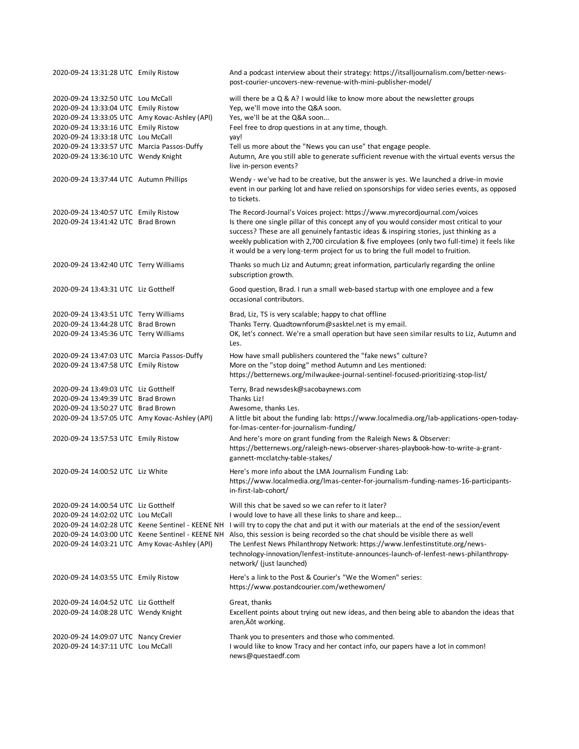| | | |
|---|---|---|
| 2020-09-24 13:31:28 UTC | Emily Ristow | And a podcast interview about their strategy: https://itsalljournalism.com/better-news-post-courier-uncovers-new-revenue-with-mini-publisher-model/ |
| 2020-09-24 13:32:50 UTC | Lou McCall | will there be a Q & A? I would like to know more about the newsletter groups |
| 2020-09-24 13:33:04 UTC | Emily Ristow | Yep, we'll move into the Q&A soon. |
| 2020-09-24 13:33:05 UTC | Amy Kovac-Ashley (API) | Yes, we'll be at the Q&A soon... |
| 2020-09-24 13:33:16 UTC | Emily Ristow | Feel free to drop questions in at any time, though. |
| 2020-09-24 13:33:18 UTC | Lou McCall | yay! |
| 2020-09-24 13:33:57 UTC | Marcia Passos-Duffy | Tell us more about the "News you can use" that engage people. |
| 2020-09-24 13:36:10 UTC | Wendy Knight | Autumn, Are you still able to generate sufficient revenue with the virtual events versus the live in-person events? |
| 2020-09-24 13:37:44 UTC | Autumn Phillips | Wendy - we've had to be creative, but the answer is yes. We launched a drive-in movie event in our parking lot and have relied on sponsorships for video series events, as opposed to tickets. |
| 2020-09-24 13:40:57 UTC | Emily Ristow | The Record-Journal's Voices project: https://www.myrecordjournal.com/voices |
| 2020-09-24 13:41:42 UTC | Brad Brown | Is there one single pillar of this concept any of you would consider most critical to your success? These are all genuinely fantastic ideas & inspiring stories, just thinking as a weekly publication with 2,700 circulation & five employees (only two full-time) it feels like it would be a very long-term project for us to bring the full model to fruition. |
| 2020-09-24 13:42:40 UTC | Terry Williams | Thanks so much Liz and Autumn; great information, particularly regarding the online subscription growth. |
| 2020-09-24 13:43:31 UTC | Liz Gotthelf | Good question, Brad. I run a small web-based startup with one employee and a few occasional contributors. |
| 2020-09-24 13:43:51 UTC | Terry Williams | Brad, Liz, TS is very scalable; happy to chat offline |
| 2020-09-24 13:44:28 UTC | Brad Brown | Thanks Terry. Quadtownforum@sasktel.net is my email. |
| 2020-09-24 13:45:36 UTC | Terry Williams | OK, let's connect. We're a small operation but have seen similar results to Liz, Autumn and Les. |
| 2020-09-24 13:47:03 UTC | Marcia Passos-Duffy | How have small publishers countered the "fake news" culture? |
| 2020-09-24 13:47:58 UTC | Emily Ristow | More on the "stop doing" method Autumn and Les mentioned: https://betternews.org/milwaukee-journal-sentinel-focused-prioritizing-stop-list/ |
| 2020-09-24 13:49:03 UTC | Liz Gotthelf | Terry, Brad newsdesk@sacobaynews.com |
| 2020-09-24 13:49:39 UTC | Brad Brown | Thanks Liz! |
| 2020-09-24 13:50:27 UTC | Brad Brown | Awesome, thanks Les. |
| 2020-09-24 13:57:05 UTC | Amy Kovac-Ashley (API) | A little bit about the funding lab: https://www.localmedia.org/lab-applications-open-today-for-lmas-center-for-journalism-funding/ |
| 2020-09-24 13:57:53 UTC | Emily Ristow | And here's more on grant funding from the Raleigh News & Observer: https://betternews.org/raleigh-news-observer-shares-playbook-how-to-write-a-grant-gannett-mcclatchy-table-stakes/ |
| 2020-09-24 14:00:52 UTC | Liz White | Here's more info about the LMA Journalism Funding Lab: https://www.localmedia.org/lmas-center-for-journalism-funding-names-16-participants-in-first-lab-cohort/ |
| 2020-09-24 14:00:54 UTC | Liz Gotthelf | Will this chat be saved so we can refer to it later? |
| 2020-09-24 14:02:02 UTC | Lou McCall | I would love to have all these links to share and keep... |
| 2020-09-24 14:02:28 UTC | Keene Sentinel - KEENE NH | I will try to copy the chat and put it with our materials at the end of the session/event |
| 2020-09-24 14:03:00 UTC | Keene Sentinel - KEENE NH | Also, this session is being recorded so the chat should be visible there as well |
| 2020-09-24 14:03:21 UTC | Amy Kovac-Ashley (API) | The Lenfest News Philanthropy Network: https://www.lenfestinstitute.org/news-technology-innovation/lenfest-institute-announces-launch-of-lenfest-news-philanthropy-network/ (just launched) |
| 2020-09-24 14:03:55 UTC | Emily Ristow | Here's a link to the Post & Courier's "We the Women" series: https://www.postandcourier.com/wethewomen/ |
| 2020-09-24 14:04:52 UTC | Liz Gotthelf | Great, thanks |
| 2020-09-24 14:08:28 UTC | Wendy Knight | Excellent points about trying out new ideas, and then being able to abandon the ideas that aren‚Äôt working. |
| 2020-09-24 14:09:07 UTC | Nancy Crevier | Thank you to presenters and those who commented. |
| 2020-09-24 14:37:11 UTC | Lou McCall | I would like to know Tracy and her contact info, our papers have a lot in common! news@questaedf.com |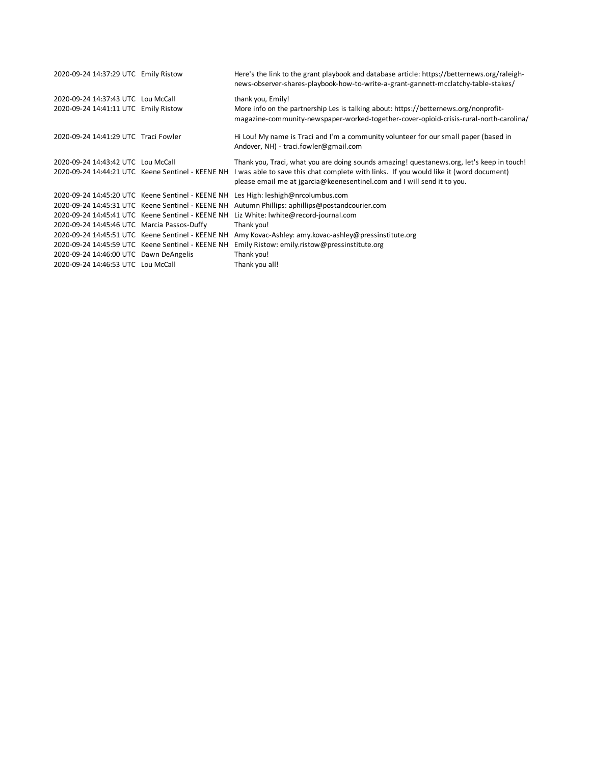| | | |
|---|---|---|
| 2020-09-24 14:37:29 UTC | Emily Ristow | Here's the link to the grant playbook and database article: https://betternews.org/raleigh-news-observer-shares-playbook-how-to-write-a-grant-gannett-mcclatchy-table-stakes/ |
| 2020-09-24 14:37:43 UTC | Lou McCall | thank you, Emily! |
| 2020-09-24 14:41:11 UTC | Emily Ristow | More info on the partnership Les is talking about: https://betternews.org/nonprofit-magazine-community-newspaper-worked-together-cover-opioid-crisis-rural-north-carolina/ |
| 2020-09-24 14:41:29 UTC | Traci Fowler | Hi Lou! My name is Traci and I'm a community volunteer for our small paper (based in Andover, NH) - traci.fowler@gmail.com |
| 2020-09-24 14:43:42 UTC | Lou McCall | Thank you, Traci, what you are doing sounds amazing! questanews.org, let's keep in touch! |
| 2020-09-24 14:44:21 UTC | Keene Sentinel - KEENE NH | I was able to save this chat complete with links. If you would like it (word document) please email me at jgarcia@keenesentinel.com and I will send it to you. |
| 2020-09-24 14:45:20 UTC | Keene Sentinel - KEENE NH | Les High: leshigh@nrcolumbus.com |
| 2020-09-24 14:45:31 UTC | Keene Sentinel - KEENE NH | Autumn Phillips: aphillips@postandcourier.com |
| 2020-09-24 14:45:41 UTC | Keene Sentinel - KEENE NH | Liz White: lwhite@record-journal.com |
| 2020-09-24 14:45:46 UTC | Marcia Passos-Duffy | Thank you! |
| 2020-09-24 14:45:51 UTC | Keene Sentinel - KEENE NH | Amy Kovac-Ashley: amy.kovac-ashley@pressinstitute.org |
| 2020-09-24 14:45:59 UTC | Keene Sentinel - KEENE NH | Emily Ristow: emily.ristow@pressinstitute.org |
| 2020-09-24 14:46:00 UTC | Dawn DeAngelis | Thank you! |
| 2020-09-24 14:46:53 UTC | Lou McCall | Thank you all! |